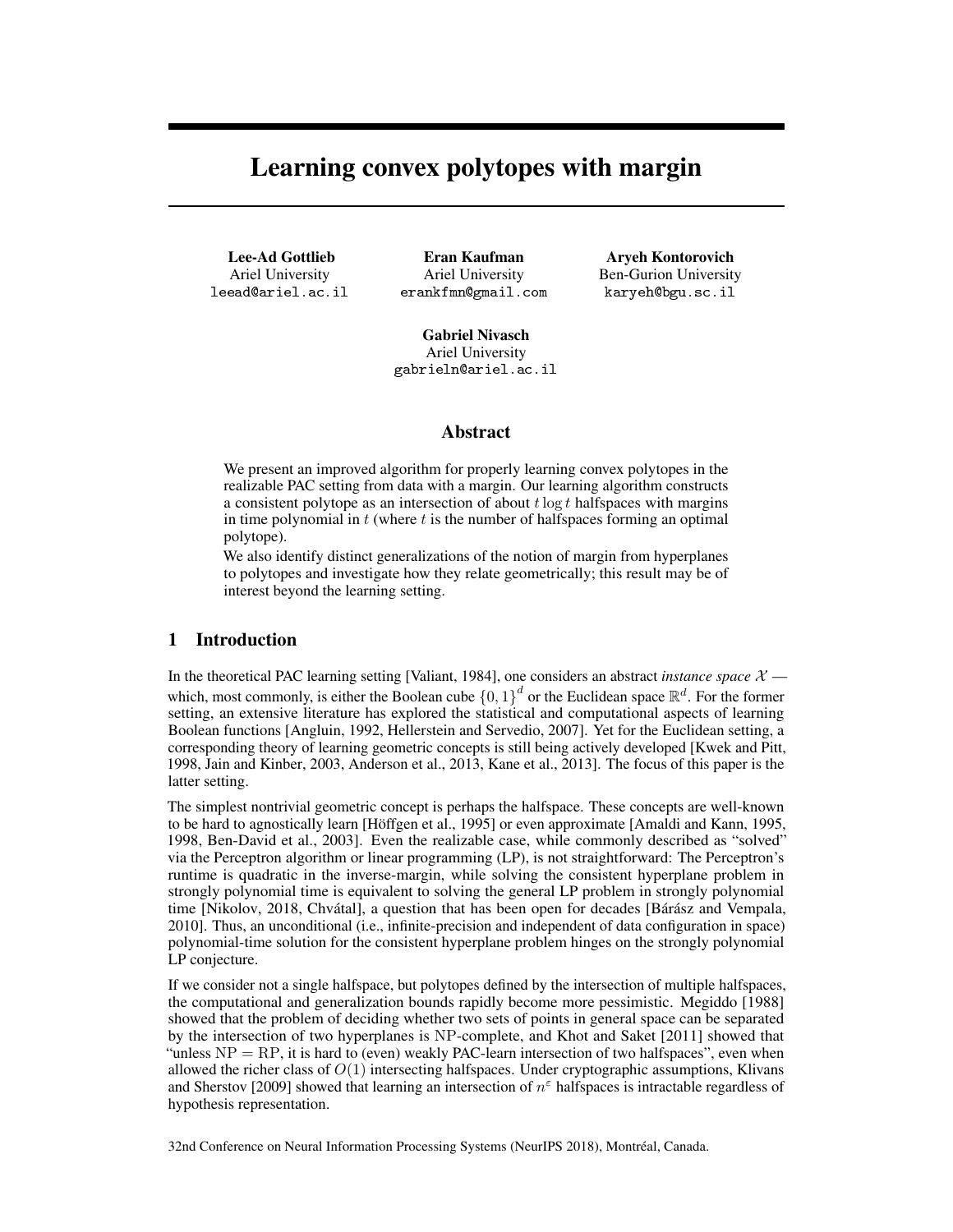# Learning convex polytopes with margin

**Lee-Ad Gottlieb**
Ariel University
leead@ariel.ac.il

**Eran Kaufman**
Ariel University
erankfmn@gmail.com

**Aryeh Kontorovich**
Ben-Gurion University
karyeh@bgu.sc.il

**Gabriel Nivasch**
Ariel University
gabrieln@ariel.ac.il

## Abstract

We present an improved algorithm for properly learning convex polytopes in the realizable PAC setting from data with a margin. Our learning algorithm constructs a consistent polytope as an intersection of about $t \log t$ halfspaces with margins in time polynomial in $t$ (where $t$ is the number of halfspaces forming an optimal polytope).

We also identify distinct generalizations of the notion of margin from hyperplanes to polytopes and investigate how they relate geometrically; this result may be of interest beyond the learning setting.

## 1 Introduction

In the theoretical PAC learning setting [Valiant, 1984], one considers an abstract *instance space* $\mathcal{X}$ — which, most commonly, is either the Boolean cube $\{0,1\}^d$ or the Euclidean space $\mathbb{R}^d$. For the former setting, an extensive literature has explored the statistical and computational aspects of learning Boolean functions [Angluin, 1992, Hellerstein and Servedio, 2007]. Yet for the Euclidean setting, a corresponding theory of learning geometric concepts is still being actively developed [Kwek and Pitt, 1998, Jain and Kinber, 2003, Anderson et al., 2013, Kane et al., 2013]. The focus of this paper is the latter setting.

The simplest nontrivial geometric concept is perhaps the halfspace. These concepts are well-known to be hard to agnostically learn [Höffgen et al., 1995] or even approximate [Amaldi and Kann, 1995, 1998, Ben-David et al., 2003]. Even the realizable case, while commonly described as "solved" via the Perceptron algorithm or linear programming (LP), is not straightforward: The Perceptron's runtime is quadratic in the inverse-margin, while solving the consistent hyperplane problem in strongly polynomial time is equivalent to solving the general LP problem in strongly polynomial time [Nikolov, 2018, Chvátal], a question that has been open for decades [Bárász and Vempala, 2010]. Thus, an unconditional (i.e., infinite-precision and independent of data configuration in space) polynomial-time solution for the consistent hyperplane problem hinges on the strongly polynomial LP conjecture.

If we consider not a single halfspace, but polytopes defined by the intersection of multiple halfspaces, the computational and generalization bounds rapidly become more pessimistic. Megiddo [1988] showed that the problem of deciding whether two sets of points in general space can be separated by the intersection of two hyperplanes is $\mathrm{NP}$-complete, and Khot and Saket [2011] showed that "unless $\mathrm{NP} = \mathrm{RP}$, it is hard to (even) weakly PAC-learn intersection of two halfspaces", even when allowed the richer class of $O(1)$ intersecting halfspaces. Under cryptographic assumptions, Klivans and Sherstov [2009] showed that learning an intersection of $n^\varepsilon$ halfspaces is intractable regardless of hypothesis representation.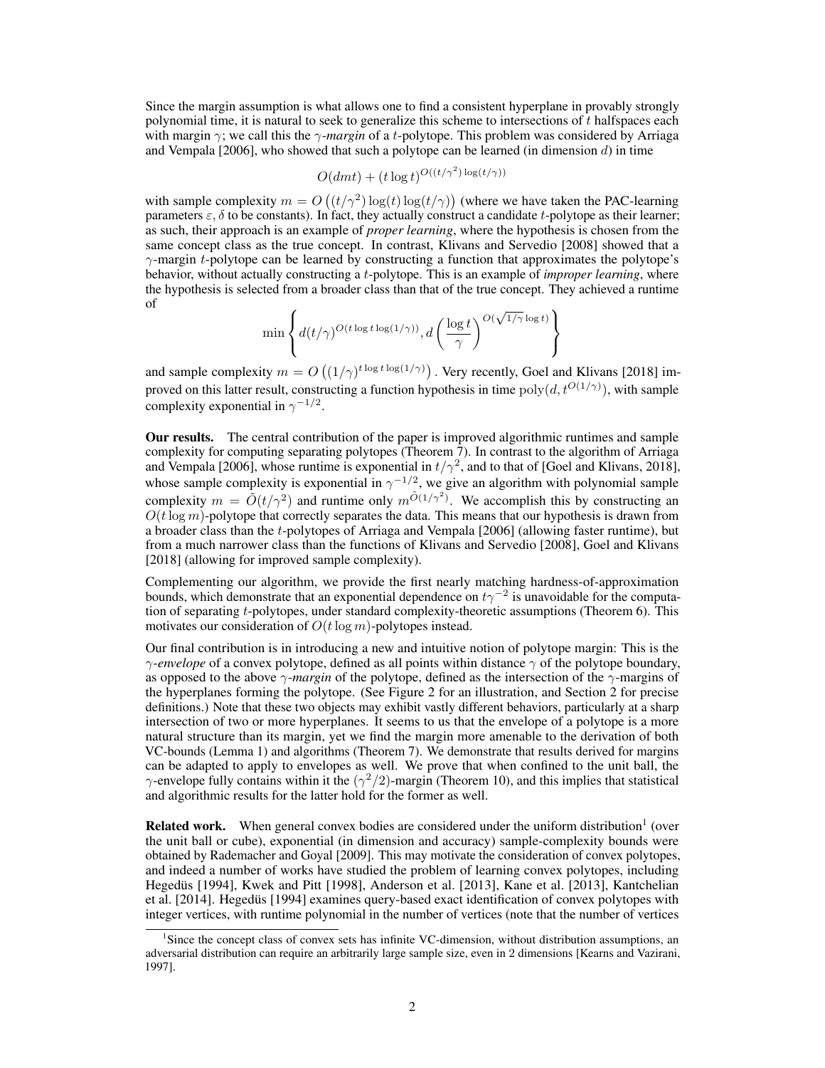Since the margin assumption is what allows one to find a consistent hyperplane in provably strongly polynomial time, it is natural to seek to generalize this scheme to intersections of $t$ halfspaces each with margin $\gamma$; we call this the *$\gamma$-margin* of a $t$-polytope. This problem was considered by Arriaga and Vempala [2006], who showed that such a polytope can be learned (in dimension $d$) in time

$$O(dmt) + (t \log t)^{O((t/\gamma^2) \log(t/\gamma))}$$

with sample complexity $m = O\left((t/\gamma^2) \log(t) \log(t/\gamma)\right)$ (where we have taken the PAC-learning parameters $\varepsilon, \delta$ to be constants). In fact, they actually construct a candidate $t$-polytope as their learner; as such, their approach is an example of *proper learning*, where the hypothesis is chosen from the same concept class as the true concept. In contrast, Klivans and Servedio [2008] showed that a $\gamma$-margin $t$-polytope can be learned by constructing a function that approximates the polytope's behavior, without actually constructing a $t$-polytope. This is an example of *improper learning*, where the hypothesis is selected from a broader class than that of the true concept. They achieved a runtime of

$$\min \left\{ d(t/\gamma)^{O(t \log t \log(1/\gamma))}, d\left(\frac{\log t}{\gamma}\right)^{O(\sqrt{1/\gamma} \log t)} \right\}$$

and sample complexity $m = O\left((1/\gamma)^{t \log t \log(1/\gamma)}\right)$. Very recently, Goel and Klivans [2018] improved on this latter result, constructing a function hypothesis in time $\mathrm{poly}(d, t^{O(1/\gamma)})$, with sample complexity exponential in $\gamma^{-1/2}$.

**Our results.** The central contribution of the paper is improved algorithmic runtimes and sample complexity for computing separating polytopes (Theorem 7). In contrast to the algorithm of Arriaga and Vempala [2006], whose runtime is exponential in $t/\gamma^2$, and to that of [Goel and Klivans, 2018], whose sample complexity is exponential in $\gamma^{-1/2}$, we give an algorithm with polynomial sample complexity $m = \tilde{O}(t/\gamma^2)$ and runtime only $m^{\tilde{O}(1/\gamma^2)}$. We accomplish this by constructing an $O(t \log m)$-polytope that correctly separates the data. This means that our hypothesis is drawn from a broader class than the $t$-polytopes of Arriaga and Vempala [2006] (allowing faster runtime), but from a much narrower class than the functions of Klivans and Servedio [2008], Goel and Klivans [2018] (allowing for improved sample complexity).

Complementing our algorithm, we provide the first nearly matching hardness-of-approximation bounds, which demonstrate that an exponential dependence on $t\gamma^{-2}$ is unavoidable for the computation of separating $t$-polytopes, under standard complexity-theoretic assumptions (Theorem 6). This motivates our consideration of $O(t \log m)$-polytopes instead.

Our final contribution is in introducing a new and intuitive notion of polytope margin: This is the *$\gamma$-envelope* of a convex polytope, defined as all points within distance $\gamma$ of the polytope boundary, as opposed to the above *$\gamma$-margin* of the polytope, defined as the intersection of the $\gamma$-margins of the hyperplanes forming the polytope. (See Figure 2 for an illustration, and Section 2 for precise definitions.) Note that these two objects may exhibit vastly different behaviors, particularly at a sharp intersection of two or more hyperplanes. It seems to us that the envelope of a polytope is a more natural structure than its margin, yet we find the margin more amenable to the derivation of both VC-bounds (Lemma 1) and algorithms (Theorem 7). We demonstrate that results derived for margins can be adapted to apply to envelopes as well. We prove that when confined to the unit ball, the $\gamma$-envelope fully contains within it the $(\gamma^2/2)$-margin (Theorem 10), and this implies that statistical and algorithmic results for the latter hold for the former as well.

**Related work.** When general convex bodies are considered under the uniform distribution[1] (over the unit ball or cube), exponential (in dimension and accuracy) sample-complexity bounds were obtained by Rademacher and Goyal [2009]. This may motivate the consideration of convex polytopes, and indeed a number of works have studied the problem of learning convex polytopes, including Hegedüs [1994], Kwek and Pitt [1998], Anderson et al. [2013], Kane et al. [2013], Kantchelian et al. [2014]. Hegedüs [1994] examines query-based exact identification of convex polytopes with integer vertices, with runtime polynomial in the number of vertices (note that the number of vertices

[1] Since the concept class of convex sets has infinite VC-dimension, without distribution assumptions, an adversarial distribution can require an arbitrarily large sample size, even in 2 dimensions [Kearns and Vazirani, 1997].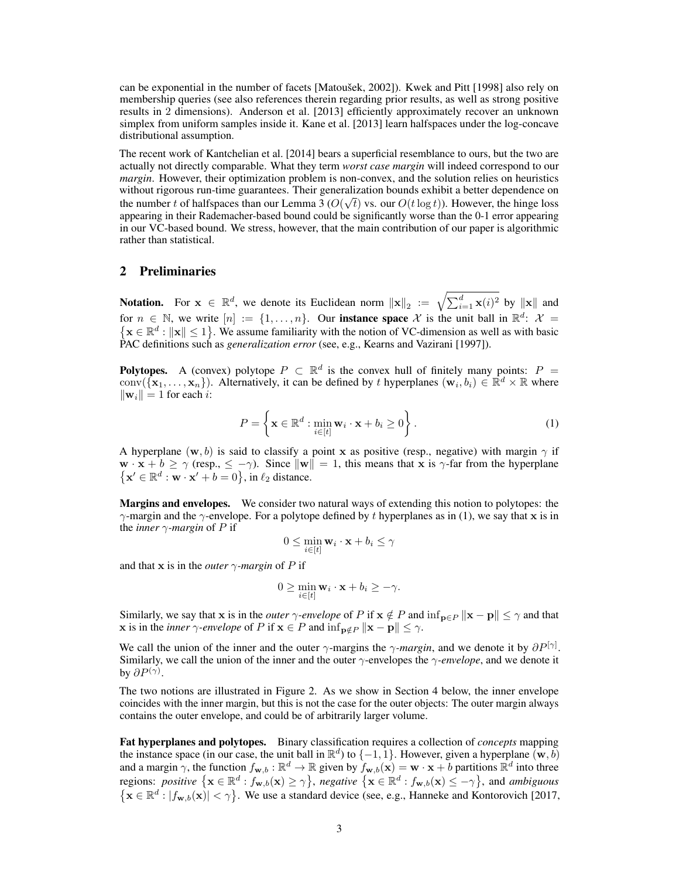can be exponential in the number of facets [Matoušek, 2002]). Kwek and Pitt [1998] also rely on membership queries (see also references therein regarding prior results, as well as strong positive results in 2 dimensions). Anderson et al. [2013] efficiently approximately recover an unknown simplex from uniform samples inside it. Kane et al. [2013] learn halfspaces under the log-concave distributional assumption.

The recent work of Kantchelian et al. [2014] bears a superficial resemblance to ours, but the two are actually not directly comparable. What they term *worst case margin* will indeed correspond to our *margin*. However, their optimization problem is non-convex, and the solution relies on heuristics without rigorous run-time guarantees. Their generalization bounds exhibit a better dependence on the number $t$ of halfspaces than our Lemma 3 ($O(\sqrt{t})$ vs. our $O(t \log t)$). However, the hinge loss appearing in their Rademacher-based bound could be significantly worse than the 0-1 error appearing in our VC-based bound. We stress, however, that the main contribution of our paper is algorithmic rather than statistical.

## 2 Preliminaries

**Notation.** For $\mathbf{x} \in \mathbb{R}^d$, we denote its Euclidean norm $\|\mathbf{x}\|_2 := \sqrt{\sum_{i=1}^{d} \mathbf{x}(i)^2}$ by $\|\mathbf{x}\|$ and for $n \in \mathbb{N}$, we write $[n] := \{1, \ldots, n\}$. Our **instance space** $\mathcal{X}$ is the unit ball in $\mathbb{R}^d$: $\mathcal{X} = \{\mathbf{x} \in \mathbb{R}^d : \|\mathbf{x}\| \leq 1\}$. We assume familiarity with the notion of VC-dimension as well as with basic PAC definitions such as *generalization error* (see, e.g., Kearns and Vazirani [1997]).

**Polytopes.** A (convex) polytope $P \subset \mathbb{R}^d$ is the convex hull of finitely many points: $P = \operatorname{conv}(\{\mathbf{x}_1, \ldots, \mathbf{x}_n\})$. Alternatively, it can be defined by $t$ hyperplanes $(\mathbf{w}_i, b_i) \in \mathbb{R}^d \times \mathbb{R}$ where $\|\mathbf{w}_i\| = 1$ for each $i$:

$$P = \left\{ \mathbf{x} \in \mathbb{R}^d : \min_{i \in [t]} \mathbf{w}_i \cdot \mathbf{x} + b_i \geq 0 \right\}. \tag{1}$$

A hyperplane $(\mathbf{w}, b)$ is said to classify a point $\mathbf{x}$ as positive (resp., negative) with margin $\gamma$ if $\mathbf{w} \cdot \mathbf{x} + b \geq \gamma$ (resp., $\leq -\gamma$). Since $\|\mathbf{w}\| = 1$, this means that $\mathbf{x}$ is $\gamma$-far from the hyperplane $\{\mathbf{x}' \in \mathbb{R}^d : \mathbf{w} \cdot \mathbf{x}' + b = 0\}$, in $\ell_2$ distance.

**Margins and envelopes.** We consider two natural ways of extending this notion to polytopes: the $\gamma$-margin and the $\gamma$-envelope. For a polytope defined by $t$ hyperplanes as in (1), we say that $\mathbf{x}$ is in the *inner $\gamma$-margin* of $P$ if

$$0 \leq \min_{i \in [t]} \mathbf{w}_i \cdot \mathbf{x} + b_i \leq \gamma$$

and that $\mathbf{x}$ is in the *outer $\gamma$-margin* of $P$ if

$$0 \geq \min_{i \in [t]} \mathbf{w}_i \cdot \mathbf{x} + b_i \geq -\gamma.$$

Similarly, we say that $\mathbf{x}$ is in the *outer $\gamma$-envelope* of $P$ if $\mathbf{x} \notin P$ and $\inf_{\mathbf{p} \in P} \|\mathbf{x} - \mathbf{p}\| \leq \gamma$ and that $\mathbf{x}$ is in the *inner $\gamma$-envelope* of $P$ if $\mathbf{x} \in P$ and $\inf_{\mathbf{p} \notin P} \|\mathbf{x} - \mathbf{p}\| \leq \gamma$.

We call the union of the inner and the outer $\gamma$-margins the *$\gamma$-margin*, and we denote it by $\partial P^{[\gamma]}$. Similarly, we call the union of the inner and the outer $\gamma$-envelopes the *$\gamma$-envelope*, and we denote it by $\partial P^{(\gamma)}$.

The two notions are illustrated in Figure 2. As we show in Section 4 below, the inner envelope coincides with the inner margin, but this is not the case for the outer objects: The outer margin always contains the outer envelope, and could be of arbitrarily larger volume.

**Fat hyperplanes and polytopes.** Binary classification requires a collection of *concepts* mapping the instance space (in our case, the unit ball in $\mathbb{R}^d$) to $\{-1, 1\}$. However, given a hyperplane $(\mathbf{w}, b)$ and a margin $\gamma$, the function $f_{\mathbf{w},b} : \mathbb{R}^d \to \mathbb{R}$ given by $f_{\mathbf{w},b}(\mathbf{x}) = \mathbf{w} \cdot \mathbf{x} + b$ partitions $\mathbb{R}^d$ into three regions: *positive* $\{\mathbf{x} \in \mathbb{R}^d : f_{\mathbf{w},b}(\mathbf{x}) \geq \gamma\}$, *negative* $\{\mathbf{x} \in \mathbb{R}^d : f_{\mathbf{w},b}(\mathbf{x}) \leq -\gamma\}$, and *ambiguous* $\{\mathbf{x} \in \mathbb{R}^d : |f_{\mathbf{w},b}(\mathbf{x})| < \gamma\}$. We use a standard device (see, e.g., Hanneke and Kontorovich [2017,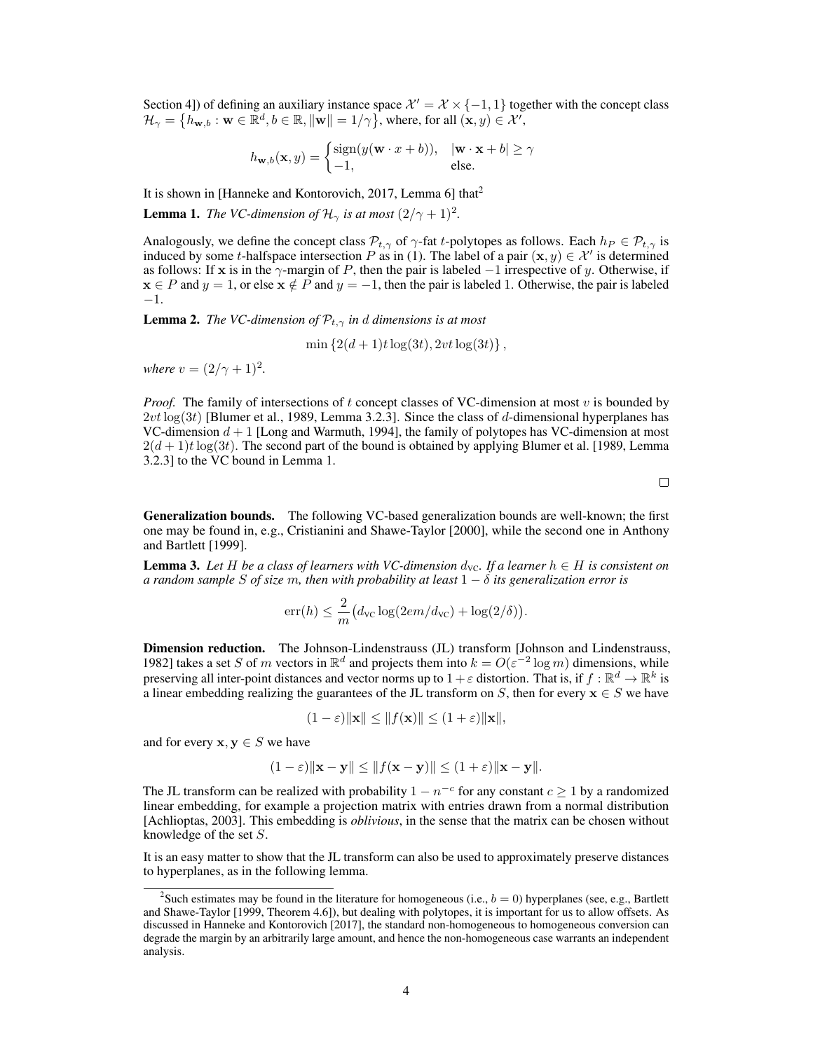Section 4]) of defining an auxiliary instance space $\mathcal{X}' = \mathcal{X} \times \{-1, 1\}$ together with the concept class $\mathcal{H}_\gamma = \{h_{\mathbf{w},b} : \mathbf{w} \in \mathbb{R}^d, b \in \mathbb{R}, \|\mathbf{w}\| = 1/\gamma\}$, where, for all $(\mathbf{x}, y) \in \mathcal{X}'$,

$$h_{\mathbf{w},b}(\mathbf{x}, y) = \begin{cases} \operatorname{sign}(y(\mathbf{w} \cdot x + b)), & |\mathbf{w} \cdot \mathbf{x} + b| \geq \gamma \\ -1, & \text{else.} \end{cases}$$

It is shown in [Hanneke and Kontorovich, 2017, Lemma 6] that[2]

**Lemma 1.** *The VC-dimension of $\mathcal{H}_\gamma$ is at most $(2/\gamma + 1)^2$.*

Analogously, we define the concept class $\mathcal{P}_{t,\gamma}$ of $\gamma$-fat $t$-polytopes as follows. Each $h_P \in \mathcal{P}_{t,\gamma}$ is induced by some $t$-halfspace intersection $P$ as in (1). The label of a pair $(\mathbf{x}, y) \in \mathcal{X}'$ is determined as follows: If $\mathbf{x}$ is in the $\gamma$-margin of $P$, then the pair is labeled $-1$ irrespective of $y$. Otherwise, if $\mathbf{x} \in P$ and $y = 1$, or else $\mathbf{x} \notin P$ and $y = -1$, then the pair is labeled 1. Otherwise, the pair is labeled $-1$.

**Lemma 2.** *The VC-dimension of $\mathcal{P}_{t,\gamma}$ in $d$ dimensions is at most*

$$\min\{2(d+1)t\log(3t), 2vt\log(3t)\},$$

*where $v = (2/\gamma + 1)^2$.*

*Proof.* The family of intersections of $t$ concept classes of VC-dimension at most $v$ is bounded by $2vt\log(3t)$ [Blumer et al., 1989, Lemma 3.2.3]. Since the class of $d$-dimensional hyperplanes has VC-dimension $d + 1$ [Long and Warmuth, 1994], the family of polytopes has VC-dimension at most $2(d + 1)t\log(3t)$. The second part of the bound is obtained by applying Blumer et al. [1989, Lemma 3.2.3] to the VC bound in Lemma 1. □

**Generalization bounds.** The following VC-based generalization bounds are well-known; the first one may be found in, e.g., Cristianini and Shawe-Taylor [2000], while the second one in Anthony and Bartlett [1999].

**Lemma 3.** *Let $H$ be a class of learners with VC-dimension $d_{\text{VC}}$. If a learner $h \in H$ is consistent on a random sample $S$ of size $m$, then with probability at least $1 - \delta$ its generalization error is*

$$\operatorname{err}(h) \leq \frac{2}{m}\big(d_{\text{VC}} \log(2em/d_{\text{VC}}) + \log(2/\delta)\big).$$

**Dimension reduction.** The Johnson-Lindenstrauss (JL) transform [Johnson and Lindenstrauss, 1982] takes a set $S$ of $m$ vectors in $\mathbb{R}^d$ and projects them into $k = O(\varepsilon^{-2}\log m)$ dimensions, while preserving all inter-point distances and vector norms up to $1 + \varepsilon$ distortion. That is, if $f : \mathbb{R}^d \to \mathbb{R}^k$ is a linear embedding realizing the guarantees of the JL transform on $S$, then for every $\mathbf{x} \in S$ we have

$$(1 - \varepsilon)\|\mathbf{x}\| \leq \|f(\mathbf{x})\| \leq (1 + \varepsilon)\|\mathbf{x}\|,$$

and for every $\mathbf{x}, \mathbf{y} \in S$ we have

$$(1 - \varepsilon)\|\mathbf{x} - \mathbf{y}\| \leq \|f(\mathbf{x} - \mathbf{y})\| \leq (1 + \varepsilon)\|\mathbf{x} - \mathbf{y}\|.$$

The JL transform can be realized with probability $1 - n^{-c}$ for any constant $c \geq 1$ by a randomized linear embedding, for example a projection matrix with entries drawn from a normal distribution [Achlioptas, 2003]. This embedding is *oblivious*, in the sense that the matrix can be chosen without knowledge of the set $S$.

It is an easy matter to show that the JL transform can also be used to approximately preserve distances to hyperplanes, as in the following lemma.

---

[2] Such estimates may be found in the literature for homogeneous (i.e., $b = 0$) hyperplanes (see, e.g., Bartlett and Shawe-Taylor [1999, Theorem 4.6]), but dealing with polytopes, it is important for us to allow offsets. As discussed in Hanneke and Kontorovich [2017], the standard non-homogeneous to homogeneous conversion can degrade the margin by an arbitrarily large amount, and hence the non-homogeneous case warrants an independent analysis.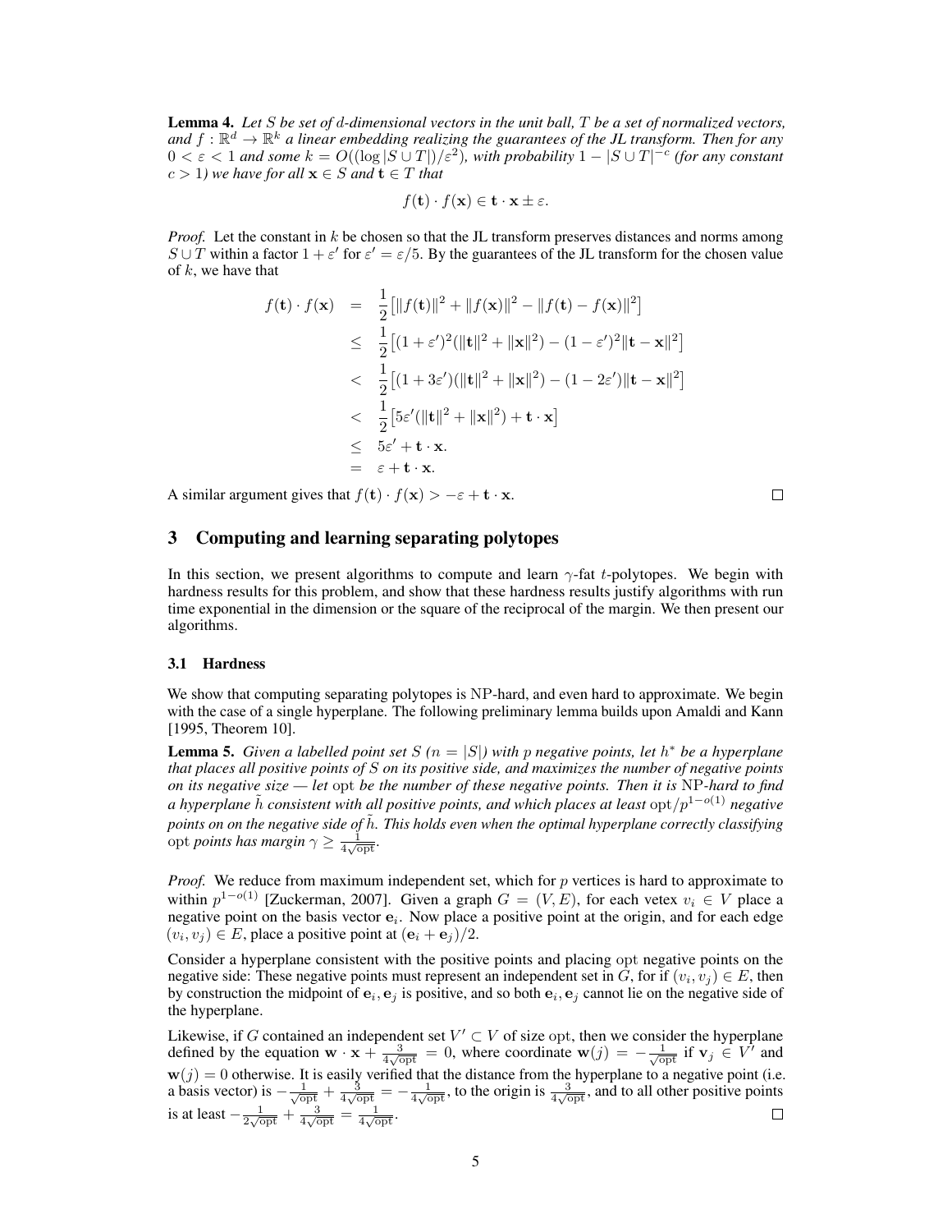**Lemma 4.** *Let $S$ be set of $d$-dimensional vectors in the unit ball, $T$ be a set of normalized vectors, and $f : \mathbb{R}^d \to \mathbb{R}^k$ a linear embedding realizing the guarantees of the JL transform. Then for any $0 < \varepsilon < 1$ and some $k = O((\log |S \cup T|)/\varepsilon^2)$, with probability $1 - |S \cup T|^{-c}$ (for any constant $c > 1$) we have for all $\mathbf{x} \in S$ and $\mathbf{t} \in T$ that*

$$f(\mathbf{t}) \cdot f(\mathbf{x}) \in \mathbf{t} \cdot \mathbf{x} \pm \varepsilon.$$

*Proof.* Let the constant in $k$ be chosen so that the JL transform preserves distances and norms among $S \cup T$ within a factor $1 + \varepsilon'$ for $\varepsilon' = \varepsilon/5$. By the guarantees of the JL transform for the chosen value of $k$, we have that

$$\begin{aligned}
f(\mathbf{t}) \cdot f(\mathbf{x}) &= \frac{1}{2}\left[\|f(\mathbf{t})\|^2 + \|f(\mathbf{x})\|^2 - \|f(\mathbf{t}) - f(\mathbf{x})\|^2\right] \\
&\leq \frac{1}{2}\left[(1+\varepsilon')^2(\|\mathbf{t}\|^2 + \|\mathbf{x}\|^2) - (1-\varepsilon')^2\|\mathbf{t} - \mathbf{x}\|^2\right] \\
&< \frac{1}{2}\left[(1+3\varepsilon')(\|\mathbf{t}\|^2 + \|\mathbf{x}\|^2) - (1-2\varepsilon')\|\mathbf{t} - \mathbf{x}\|^2\right] \\
&< \frac{1}{2}\left[5\varepsilon'(\|\mathbf{t}\|^2 + \|\mathbf{x}\|^2) + \mathbf{t} \cdot \mathbf{x}\right] \\
&\leq 5\varepsilon' + \mathbf{t} \cdot \mathbf{x}. \\
&= \varepsilon + \mathbf{t} \cdot \mathbf{x}.
\end{aligned}$$

A similar argument gives that $f(\mathbf{t}) \cdot f(\mathbf{x}) > -\varepsilon + \mathbf{t} \cdot \mathbf{x}$. □

## 3 Computing and learning separating polytopes

In this section, we present algorithms to compute and learn $\gamma$-fat $t$-polytopes. We begin with hardness results for this problem, and show that these hardness results justify algorithms with run time exponential in the dimension or the square of the reciprocal of the margin. We then present our algorithms.

### 3.1 Hardness

We show that computing separating polytopes is NP-hard, and even hard to approximate. We begin with the case of a single hyperplane. The following preliminary lemma builds upon Amaldi and Kann [1995, Theorem 10].

**Lemma 5.** *Given a labelled point set $S$ ($n = |S|$) with $p$ negative points, let $h^*$ be a hyperplane that places all positive points of $S$ on its positive side, and maximizes the number of negative points on its negative size — let $\mathrm{opt}$ be the number of these negative points. Then it is NP-hard to find a hyperplane $\tilde{h}$ consistent with all positive points, and which places at least $\mathrm{opt}/p^{1-o(1)}$ negative points on on the negative side of $\tilde{h}$. This holds even when the optimal hyperplane correctly classifying $\mathrm{opt}$ points has margin $\gamma \geq \frac{1}{4\sqrt{\mathrm{opt}}}$.*

*Proof.* We reduce from maximum independent set, which for $p$ vertices is hard to approximate to within $p^{1-o(1)}$ [Zuckerman, 2007]. Given a graph $G = (V, E)$, for each vetex $v_i \in V$ place a negative point on the basis vector $\mathbf{e}_i$. Now place a positive point at the origin, and for each edge $(v_i, v_j) \in E$, place a positive point at $(\mathbf{e}_i + \mathbf{e}_j)/2$.

Consider a hyperplane consistent with the positive points and placing $\mathrm{opt}$ negative points on the negative side: These negative points must represent an independent set in $G$, for if $(v_i, v_j) \in E$, then by construction the midpoint of $\mathbf{e}_i, \mathbf{e}_j$ is positive, and so both $\mathbf{e}_i, \mathbf{e}_j$ cannot lie on the negative side of the hyperplane.

Likewise, if $G$ contained an independent set $V' \subset V$ of size $\mathrm{opt}$, then we consider the hyperplane defined by the equation $\mathbf{w} \cdot \mathbf{x} + \frac{3}{4\sqrt{\mathrm{opt}}} = 0$, where coordinate $\mathbf{w}(j) = -\frac{1}{\sqrt{\mathrm{opt}}}$ if $\mathbf{v}_j \in V'$ and $\mathbf{w}(j) = 0$ otherwise. It is easily verified that the distance from the hyperplane to a negative point (i.e. a basis vector) is $-\frac{1}{\sqrt{\mathrm{opt}}} + \frac{3}{4\sqrt{\mathrm{opt}}} = -\frac{1}{4\sqrt{\mathrm{opt}}}$, to the origin is $\frac{3}{4\sqrt{\mathrm{opt}}}$, and to all other positive points is at least $-\frac{1}{2\sqrt{\mathrm{opt}}} + \frac{3}{4\sqrt{\mathrm{opt}}} = \frac{1}{4\sqrt{\mathrm{opt}}}$. □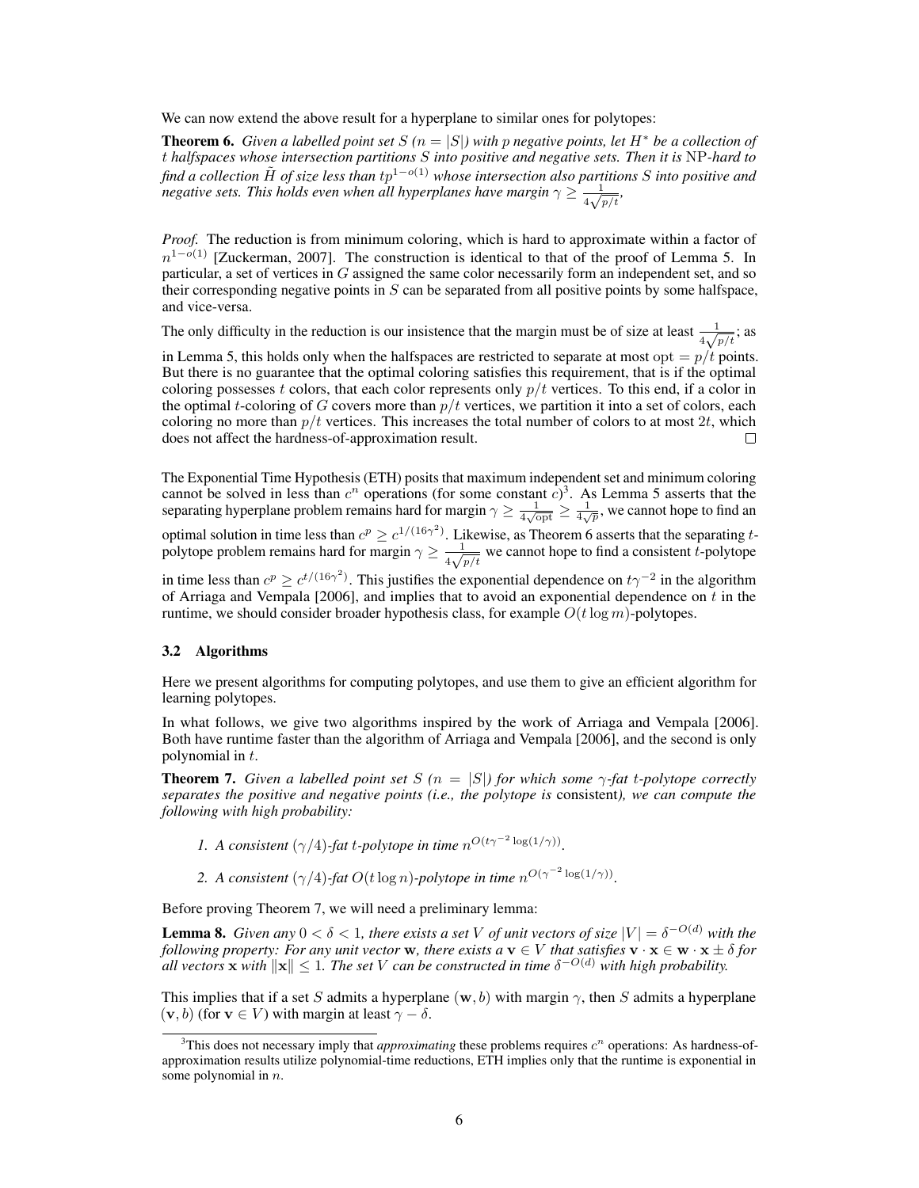We can now extend the above result for a hyperplane to similar ones for polytopes:

**Theorem 6.** *Given a labelled point set $S$ ($n = |S|$) with $p$ negative points, let $H^*$ be a collection of $t$ halfspaces whose intersection partitions $S$ into positive and negative sets. Then it is* NP*-hard to find a collection $\tilde{H}$ of size less than $tp^{1-o(1)}$ whose intersection also partitions $S$ into positive and negative sets. This holds even when all hyperplanes have margin $\gamma \geq \frac{1}{4\sqrt{p/t}}$,*

*Proof.* The reduction is from minimum coloring, which is hard to approximate within a factor of $n^{1-o(1)}$ [Zuckerman, 2007]. The construction is identical to that of the proof of Lemma 5. In particular, a set of vertices in $G$ assigned the same color necessarily form an independent set, and so their corresponding negative points in $S$ can be separated from all positive points by some halfspace, and vice-versa.

The only difficulty in the reduction is our insistence that the margin must be of size at least $\frac{1}{4\sqrt{p/t}}$; as in Lemma 5, this holds only when the halfspaces are restricted to separate at most $\text{opt} = p/t$ points. But there is no guarantee that the optimal coloring satisfies this requirement, that is if the optimal coloring possesses $t$ colors, that each color represents only $p/t$ vertices. To this end, if a color in the optimal $t$-coloring of $G$ covers more than $p/t$ vertices, we partition it into a set of colors, each coloring no more than $p/t$ vertices. This increases the total number of colors to at most $2t$, which does not affect the hardness-of-approximation result. □

The Exponential Time Hypothesis (ETH) posits that maximum independent set and minimum coloring cannot be solved in less than $c^n$ operations (for some constant $c$)[3]. As Lemma 5 asserts that the separating hyperplane problem remains hard for margin $\gamma \geq \frac{1}{4\sqrt{\text{opt}}} \geq \frac{1}{4\sqrt{p}}$, we cannot hope to find an optimal solution in time less than $c^p \geq c^{1/(16\gamma^2)}$. Likewise, as Theorem 6 asserts that the separating $t$-polytope problem remains hard for margin $\gamma \geq \frac{1}{4\sqrt{p/t}}$ we cannot hope to find a consistent $t$-polytope in time less than $c^p \geq c^{t/(16\gamma^2)}$. This justifies the exponential dependence on $t\gamma^{-2}$ in the algorithm of Arriaga and Vempala [2006], and implies that to avoid an exponential dependence on $t$ in the runtime, we should consider broader hypothesis class, for example $O(t \log m)$-polytopes.

### 3.2 Algorithms

Here we present algorithms for computing polytopes, and use them to give an efficient algorithm for learning polytopes.

In what follows, we give two algorithms inspired by the work of Arriaga and Vempala [2006]. Both have runtime faster than the algorithm of Arriaga and Vempala [2006], and the second is only polynomial in $t$.

**Theorem 7.** *Given a labelled point set $S$ ($n = |S|$) for which some $\gamma$-fat $t$-polytope correctly separates the positive and negative points (i.e., the polytope is* consistent*), we can compute the following with high probability:*

1. *A consistent $(\gamma/4)$-fat $t$-polytope in time $n^{O(t\gamma^{-2}\log(1/\gamma))}$.*
2. *A consistent $(\gamma/4)$-fat $O(t \log n)$-polytope in time $n^{O(\gamma^{-2}\log(1/\gamma))}$.*

Before proving Theorem 7, we will need a preliminary lemma:

**Lemma 8.** *Given any $0 < \delta < 1$, there exists a set $V$ of unit vectors of size $|V| = \delta^{-O(d)}$ with the following property: For any unit vector $\mathbf{w}$, there exists a $\mathbf{v} \in V$ that satisfies $\mathbf{v} \cdot \mathbf{x} \in \mathbf{w} \cdot \mathbf{x} \pm \delta$ for all vectors $\mathbf{x}$ with $\|\mathbf{x}\| \leq 1$. The set $V$ can be constructed in time $\delta^{-O(d)}$ with high probability.*

This implies that if a set $S$ admits a hyperplane $(\mathbf{w}, b)$ with margin $\gamma$, then $S$ admits a hyperplane $(\mathbf{v}, b)$ (for $\mathbf{v} \in V$) with margin at least $\gamma - \delta$.

[3] This does not necessary imply that *approximating* these problems requires $c^n$ operations: As hardness-of-approximation results utilize polynomial-time reductions, ETH implies only that the runtime is exponential in some polynomial in $n$.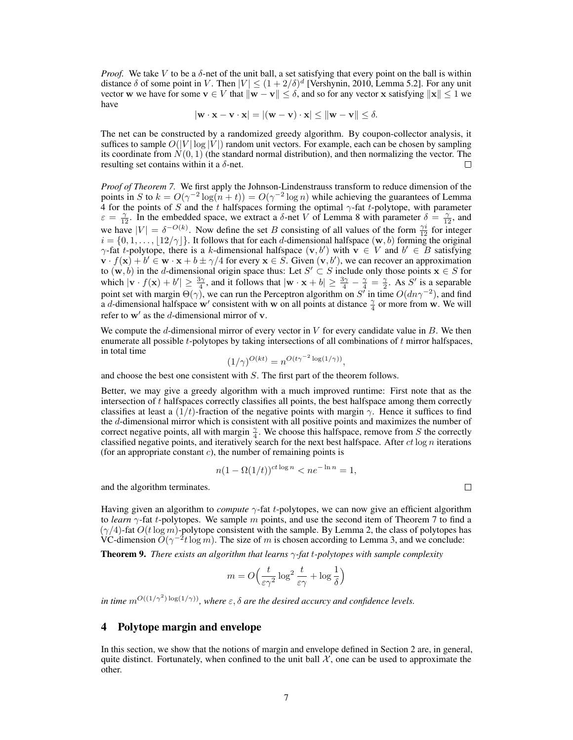*Proof.* We take $V$ to be a $\delta$-net of the unit ball, a set satisfying that every point on the ball is within distance $\delta$ of some point in $V$. Then $|V| \le (1 + 2/\delta)^d$ [Vershynin, 2010, Lemma 5.2]. For any unit vector $\mathbf{w}$ we have for some $\mathbf{v} \in V$ that $\|\mathbf{w} - \mathbf{v}\| \le \delta$, and so for any vector $\mathbf{x}$ satisfying $\|\mathbf{x}\| \le 1$ we have

$$|\mathbf{w} \cdot \mathbf{x} - \mathbf{v} \cdot \mathbf{x}| = |(\mathbf{w} - \mathbf{v}) \cdot \mathbf{x}| \le \|\mathbf{w} - \mathbf{v}\| \le \delta.$$

The net can be constructed by a randomized greedy algorithm. By coupon-collector analysis, it suffices to sample $O(|V| \log |V|)$ random unit vectors. For example, each can be chosen by sampling its coordinate from $N(0, 1)$ (the standard normal distribution), and then normalizing the vector. The resulting set contains within it a $\delta$-net. □

*Proof of Theorem 7.* We first apply the Johnson-Lindenstrauss transform to reduce dimension of the points in $S$ to $k = O(\gamma^{-2} \log(n + t)) = O(\gamma^{-2} \log n)$ while achieving the guarantees of Lemma 4 for the points of $S$ and the $t$ halfspaces forming the optimal $\gamma$-fat $t$-polytope, with parameter $\varepsilon = \frac{\gamma}{12}$. In the embedded space, we extract a $\delta$-net $V$ of Lemma 8 with parameter $\delta = \frac{\gamma}{12}$, and we have $|V| = \delta^{-O(k)}$. Now define the set $B$ consisting of all values of the form $\frac{\gamma i}{12}$ for integer $i = \{0, 1, \ldots, \lfloor 12/\gamma \rfloor\}$. It follows that for each $d$-dimensional halfspace $(\mathbf{w}, b)$ forming the original $\gamma$-fat $t$-polytope, there is a $k$-dimensional halfspace $(\mathbf{v}, b')$ with $\mathbf{v} \in V$ and $b' \in B$ satisfying $\mathbf{v} \cdot f(\mathbf{x}) + b' \in \mathbf{w} \cdot \mathbf{x} + b \pm \gamma/4$ for every $\mathbf{x} \in S$. Given $(\mathbf{v}, b')$, we can recover an approximation to $(\mathbf{w}, b)$ in the $d$-dimensional origin space thus: Let $S' \subset S$ include only those points $\mathbf{x} \in S$ for which $|\mathbf{v} \cdot f(\mathbf{x}) + b'| \ge \frac{3\gamma}{4}$, and it follows that $|\mathbf{w} \cdot \mathbf{x} + b| \ge \frac{3\gamma}{4} - \frac{\gamma}{4} = \frac{\gamma}{2}$. As $S'$ is a separable point set with margin $\Theta(\gamma)$, we can run the Perceptron algorithm on $S'$ in time $O(dn\gamma^{-2})$, and find a $d$-dimensional halfspace $\mathbf{w}'$ consistent with $\mathbf{w}$ on all points at distance $\frac{\gamma}{4}$ or more from $\mathbf{w}$. We will refer to $\mathbf{w}'$ as the $d$-dimensional mirror of $\mathbf{v}$.

We compute the $d$-dimensional mirror of every vector in $V$ for every candidate value in $B$. We then enumerate all possible $t$-polytopes by taking intersections of all combinations of $t$ mirror halfspaces, in total time

$$(1/\gamma)^{O(kt)} = n^{O(t\gamma^{-2} \log(1/\gamma))},$$

and choose the best one consistent with $S$. The first part of the theorem follows.

Better, we may give a greedy algorithm with a much improved runtime: First note that as the intersection of $t$ halfspaces correctly classifies all points, the best halfspace among them correctly classifies at least a $(1/t)$-fraction of the negative points with margin $\gamma$. Hence it suffices to find the $d$-dimensional mirror which is consistent with all positive points and maximizes the number of correct negative points, all with margin $\frac{\gamma}{4}$. We choose this halfspace, remove from $S$ the correctly classified negative points, and iteratively search for the next best halfspace. After $ct \log n$ iterations (for an appropriate constant $c$), the number of remaining points is

$$n(1 - \Omega(1/t))^{ct \log n} < ne^{-\ln n} = 1,$$

and the algorithm terminates. □

Having given an algorithm to *compute* $\gamma$-fat $t$-polytopes, we can now give an efficient algorithm to *learn* $\gamma$-fat $t$-polytopes. We sample $m$ points, and use the second item of Theorem 7 to find a $(\gamma/4)$-fat $O(t \log m)$-polytope consistent with the sample. By Lemma 2, the class of polytopes has VC-dimension $O(\gamma^{-2} t \log m)$. The size of $m$ is chosen according to Lemma 3, and we conclude:

**Theorem 9.** *There exists an algorithm that learns $\gamma$-fat $t$-polytopes with sample complexity*

$$m = O\Big(\frac{t}{\varepsilon\gamma^2} \log^2 \frac{t}{\varepsilon\gamma} + \log \frac{1}{\delta}\Big)$$

*in time $m^{O((1/\gamma^2)\log(1/\gamma))}$, where $\varepsilon, \delta$ are the desired accurcy and confidence levels.*

## 4 Polytope margin and envelope

In this section, we show that the notions of margin and envelope defined in Section 2 are, in general, quite distinct. Fortunately, when confined to the unit ball $\mathcal{X}$, one can be used to approximate the other.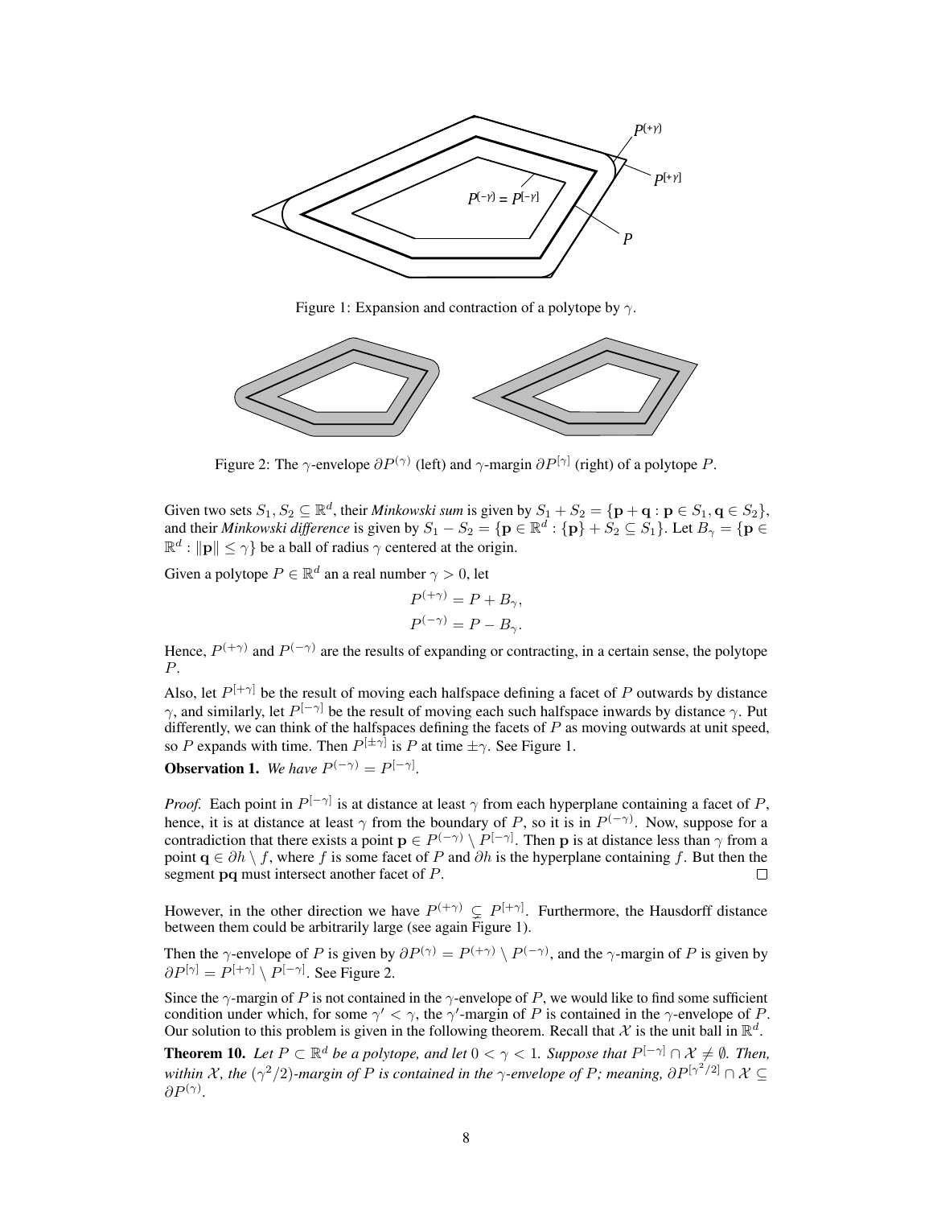Figure 1: Expansion and contraction of a polytope by $\gamma$.

Figure 2: The $\gamma$-envelope $\partial P^{(\gamma)}$ (left) and $\gamma$-margin $\partial P^{[\gamma]}$ (right) of a polytope $P$.

Given two sets $S_1, S_2 \subseteq \mathbb{R}^d$, their *Minkowski sum* is given by $S_1 + S_2 = \{\mathbf{p} + \mathbf{q} : \mathbf{p} \in S_1, \mathbf{q} \in S_2\}$, and their *Minkowski difference* is given by $S_1 - S_2 = \{\mathbf{p} \in \mathbb{R}^d : \{\mathbf{p}\} + S_2 \subseteq S_1\}$. Let $B_\gamma = \{\mathbf{p} \in \mathbb{R}^d : \|\mathbf{p}\| \leq \gamma\}$ be a ball of radius $\gamma$ centered at the origin.

Given a polytope $P \in \mathbb{R}^d$ an a real number $\gamma > 0$, let

$$P^{(+\gamma)} = P + B_\gamma,$$
$$P^{(-\gamma)} = P - B_\gamma.$$

Hence, $P^{(+\gamma)}$ and $P^{(-\gamma)}$ are the results of expanding or contracting, in a certain sense, the polytope $P$.

Also, let $P^{[+\gamma]}$ be the result of moving each halfspace defining a facet of $P$ outwards by distance $\gamma$, and similarly, let $P^{[-\gamma]}$ be the result of moving each such halfspace inwards by distance $\gamma$. Put differently, we can think of the halfspaces defining the facets of $P$ as moving outwards at unit speed, so $P$ expands with time. Then $P^{[\pm\gamma]}$ is $P$ at time $\pm\gamma$. See Figure 1.

**Observation 1.** *We have $P^{(-\gamma)} = P^{[-\gamma]}$.*

*Proof.* Each point in $P^{[-\gamma]}$ is at distance at least $\gamma$ from each hyperplane containing a facet of $P$, hence, it is at distance at least $\gamma$ from the boundary of $P$, so it is in $P^{(-\gamma)}$. Now, suppose for a contradiction that there exists a point $\mathbf{p} \in P^{(-\gamma)} \setminus P^{[-\gamma]}$. Then $\mathbf{p}$ is at distance less than $\gamma$ from a point $\mathbf{q} \in \partial h \setminus f$, where $f$ is some facet of $P$ and $\partial h$ is the hyperplane containing $f$. But then the segment $\mathbf{pq}$ must intersect another facet of $P$. □

However, in the other direction we have $P^{(+\gamma)} \subsetneq P^{[+\gamma]}$. Furthermore, the Hausdorff distance between them could be arbitrarily large (see again Figure 1).

Then the $\gamma$-envelope of $P$ is given by $\partial P^{(\gamma)} = P^{(+\gamma)} \setminus P^{(-\gamma)}$, and the $\gamma$-margin of $P$ is given by $\partial P^{[\gamma]} = P^{[+\gamma]} \setminus P^{[-\gamma]}$. See Figure 2.

Since the $\gamma$-margin of $P$ is not contained in the $\gamma$-envelope of $P$, we would like to find some sufficient condition under which, for some $\gamma' < \gamma$, the $\gamma'$-margin of $P$ is contained in the $\gamma$-envelope of $P$. Our solution to this problem is given in the following theorem. Recall that $\mathcal{X}$ is the unit ball in $\mathbb{R}^d$.

**Theorem 10.** *Let $P \subset \mathbb{R}^d$ be a polytope, and let $0 < \gamma < 1$. Suppose that $P^{[-\gamma]} \cap \mathcal{X} \neq \emptyset$. Then, within $\mathcal{X}$, the $(\gamma^2/2)$-margin of $P$ is contained in the $\gamma$-envelope of $P$; meaning, $\partial P^{[\gamma^2/2]} \cap \mathcal{X} \subseteq \partial P^{(\gamma)}$.*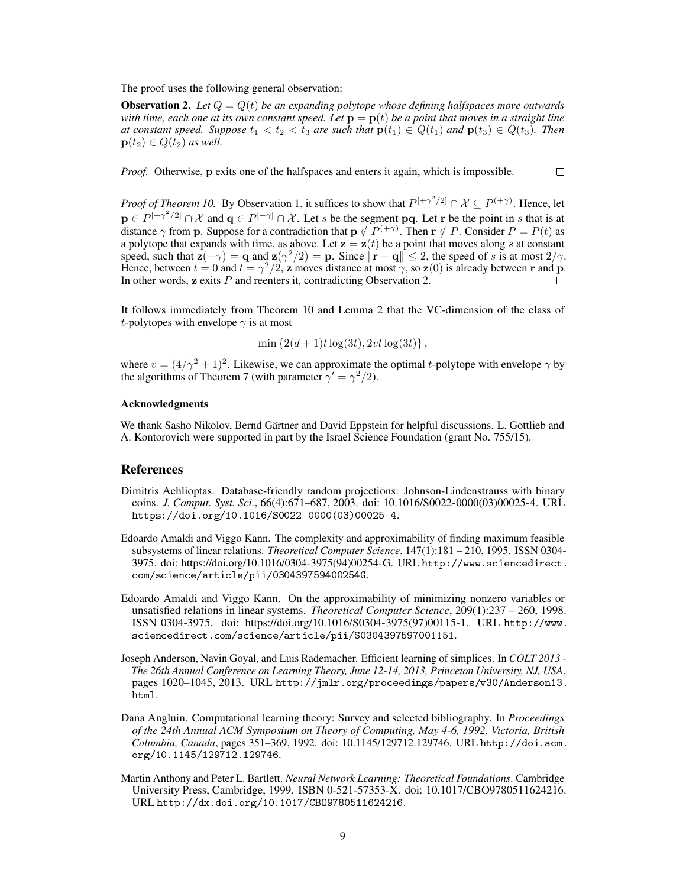The proof uses the following general observation:

**Observation 2.** *Let $Q = Q(t)$ be an expanding polytope whose defining halfspaces move outwards with time, each one at its own constant speed. Let $\mathbf{p} = \mathbf{p}(t)$ be a point that moves in a straight line at constant speed. Suppose $t_1 < t_2 < t_3$ are such that $\mathbf{p}(t_1) \in Q(t_1)$ and $\mathbf{p}(t_3) \in Q(t_3)$. Then $\mathbf{p}(t_2) \in Q(t_2)$ as well.*

*Proof.* Otherwise, $\mathbf{p}$ exits one of the halfspaces and enters it again, which is impossible. $\square$

*Proof of Theorem 10.* By Observation 1, it suffices to show that $P^{[+\gamma^2/2]} \cap \mathcal{X} \subseteq P^{(+\gamma)}$. Hence, let $\mathbf{p} \in P^{[+\gamma^2/2]} \cap \mathcal{X}$ and $\mathbf{q} \in P^{[-\gamma]} \cap \mathcal{X}$. Let $s$ be the segment $\mathbf{pq}$. Let $\mathbf{r}$ be the point in $s$ that is at distance $\gamma$ from $\mathbf{p}$. Suppose for a contradiction that $\mathbf{p} \notin P^{(+\gamma)}$. Then $\mathbf{r} \notin P$. Consider $P = P(t)$ as a polytope that expands with time, as above. Let $\mathbf{z} = \mathbf{z}(t)$ be a point that moves along $s$ at constant speed, such that $\mathbf{z}(-\gamma) = \mathbf{q}$ and $\mathbf{z}(\gamma^2/2) = \mathbf{p}$. Since $\|\mathbf{r} - \mathbf{q}\| \le 2$, the speed of $s$ is at most $2/\gamma$. Hence, between $t = 0$ and $t = \gamma^2/2$, $\mathbf{z}$ moves distance at most $\gamma$, so $\mathbf{z}(0)$ is already between $\mathbf{r}$ and $\mathbf{p}$. In other words, $\mathbf{z}$ exits $P$ and reenters it, contradicting Observation 2. $\square$

It follows immediately from Theorem 10 and Lemma 2 that the VC-dimension of the class of $t$-polytopes with envelope $\gamma$ is at most

$$\min\left\{2(d+1)t\log(3t), 2vt\log(3t)\right\},$$

where $v = (4/\gamma^2 + 1)^2$. Likewise, we can approximate the optimal $t$-polytope with envelope $\gamma$ by the algorithms of Theorem 7 (with parameter $\gamma' = \gamma^2/2$).

### Acknowledgments

We thank Sasho Nikolov, Bernd Gärtner and David Eppstein for helpful discussions. L. Gottlieb and A. Kontorovich were supported in part by the Israel Science Foundation (grant No. 755/15).

## References

Dimitris Achlioptas. Database-friendly random projections: Johnson-Lindenstrauss with binary coins. *J. Comput. Syst. Sci.*, 66(4):671–687, 2003. doi: 10.1016/S0022-0000(03)00025-4. URL https://doi.org/10.1016/S0022-0000(03)00025-4.

Edoardo Amaldi and Viggo Kann. The complexity and approximability of finding maximum feasible subsystems of linear relations. *Theoretical Computer Science*, 147(1):181 – 210, 1995. ISSN 0304-3975. doi: https://doi.org/10.1016/0304-3975(94)00254-G. URL http://www.sciencedirect.com/science/article/pii/030439759400254G.

Edoardo Amaldi and Viggo Kann. On the approximability of minimizing nonzero variables or unsatisfied relations in linear systems. *Theoretical Computer Science*, 209(1):237 – 260, 1998. ISSN 0304-3975. doi: https://doi.org/10.1016/S0304-3975(97)00115-1. URL http://www.sciencedirect.com/science/article/pii/S0304397597001151.

Joseph Anderson, Navin Goyal, and Luis Rademacher. Efficient learning of simplices. In *COLT 2013 - The 26th Annual Conference on Learning Theory, June 12-14, 2013, Princeton University, NJ, USA*, pages 1020–1045, 2013. URL http://jmlr.org/proceedings/papers/v30/Anderson13.html.

Dana Angluin. Computational learning theory: Survey and selected bibliography. In *Proceedings of the 24th Annual ACM Symposium on Theory of Computing, May 4-6, 1992, Victoria, British Columbia, Canada*, pages 351–369, 1992. doi: 10.1145/129712.129746. URL http://doi.acm.org/10.1145/129712.129746.

Martin Anthony and Peter L. Bartlett. *Neural Network Learning: Theoretical Foundations*. Cambridge University Press, Cambridge, 1999. ISBN 0-521-57353-X. doi: 10.1017/CBO9780511624216. URL http://dx.doi.org/10.1017/CBO9780511624216.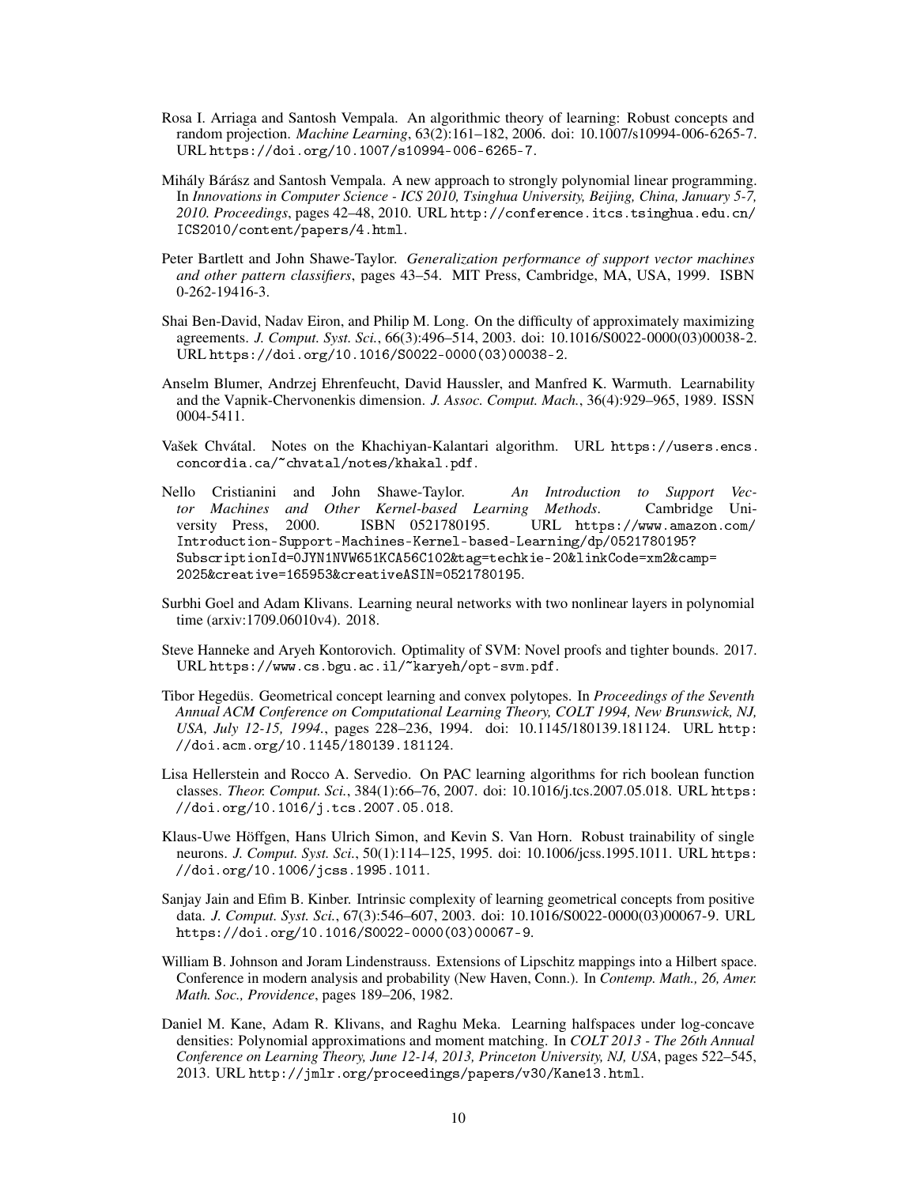Rosa I. Arriaga and Santosh Vempala. An algorithmic theory of learning: Robust concepts and random projection. *Machine Learning*, 63(2):161–182, 2006. doi: 10.1007/s10994-006-6265-7. URL https://doi.org/10.1007/s10994-006-6265-7.

Mihály Bárász and Santosh Vempala. A new approach to strongly polynomial linear programming. In *Innovations in Computer Science - ICS 2010, Tsinghua University, Beijing, China, January 5-7, 2010. Proceedings*, pages 42–48, 2010. URL http://conference.itcs.tsinghua.edu.cn/ICS2010/content/papers/4.html.

Peter Bartlett and John Shawe-Taylor. *Generalization performance of support vector machines and other pattern classifiers*, pages 43–54. MIT Press, Cambridge, MA, USA, 1999. ISBN 0-262-19416-3.

Shai Ben-David, Nadav Eiron, and Philip M. Long. On the difficulty of approximately maximizing agreements. *J. Comput. Syst. Sci.*, 66(3):496–514, 2003. doi: 10.1016/S0022-0000(03)00038-2. URL https://doi.org/10.1016/S0022-0000(03)00038-2.

Anselm Blumer, Andrzej Ehrenfeucht, David Haussler, and Manfred K. Warmuth. Learnability and the Vapnik-Chervonenkis dimension. *J. Assoc. Comput. Mach.*, 36(4):929–965, 1989. ISSN 0004-5411.

Vašek Chvátal. Notes on the Khachiyan-Kalantari algorithm. URL https://users.encs.concordia.ca/~chvatal/notes/khakal.pdf.

Nello Cristianini and John Shawe-Taylor. *An Introduction to Support Vector Machines and Other Kernel-based Learning Methods*. Cambridge University Press, 2000. ISBN 0521780195. URL https://www.amazon.com/Introduction-Support-Machines-Kernel-based-Learning/dp/0521780195?SubscriptionId=0JYN1NVW651KCA56C102&tag=techkie-20&linkCode=xm2&camp=2025&creative=165953&creativeASIN=0521780195.

Surbhi Goel and Adam Klivans. Learning neural networks with two nonlinear layers in polynomial time (arxiv:1709.06010v4). 2018.

Steve Hanneke and Aryeh Kontorovich. Optimality of SVM: Novel proofs and tighter bounds. 2017. URL https://www.cs.bgu.ac.il/~karyeh/opt-svm.pdf.

Tibor Hegedüs. Geometrical concept learning and convex polytopes. In *Proceedings of the Seventh Annual ACM Conference on Computational Learning Theory, COLT 1994, New Brunswick, NJ, USA, July 12-15, 1994.*, pages 228–236, 1994. doi: 10.1145/180139.181124. URL http://doi.acm.org/10.1145/180139.181124.

Lisa Hellerstein and Rocco A. Servedio. On PAC learning algorithms for rich boolean function classes. *Theor. Comput. Sci.*, 384(1):66–76, 2007. doi: 10.1016/j.tcs.2007.05.018. URL https://doi.org/10.1016/j.tcs.2007.05.018.

Klaus-Uwe Höffgen, Hans Ulrich Simon, and Kevin S. Van Horn. Robust trainability of single neurons. *J. Comput. Syst. Sci.*, 50(1):114–125, 1995. doi: 10.1006/jcss.1995.1011. URL https://doi.org/10.1006/jcss.1995.1011.

Sanjay Jain and Efim B. Kinber. Intrinsic complexity of learning geometrical concepts from positive data. *J. Comput. Syst. Sci.*, 67(3):546–607, 2003. doi: 10.1016/S0022-0000(03)00067-9. URL https://doi.org/10.1016/S0022-0000(03)00067-9.

William B. Johnson and Joram Lindenstrauss. Extensions of Lipschitz mappings into a Hilbert space. Conference in modern analysis and probability (New Haven, Conn.). In *Contemp. Math., 26, Amer. Math. Soc., Providence*, pages 189–206, 1982.

Daniel M. Kane, Adam R. Klivans, and Raghu Meka. Learning halfspaces under log-concave densities: Polynomial approximations and moment matching. In *COLT 2013 - The 26th Annual Conference on Learning Theory, June 12-14, 2013, Princeton University, NJ, USA*, pages 522–545, 2013. URL http://jmlr.org/proceedings/papers/v30/Kane13.html.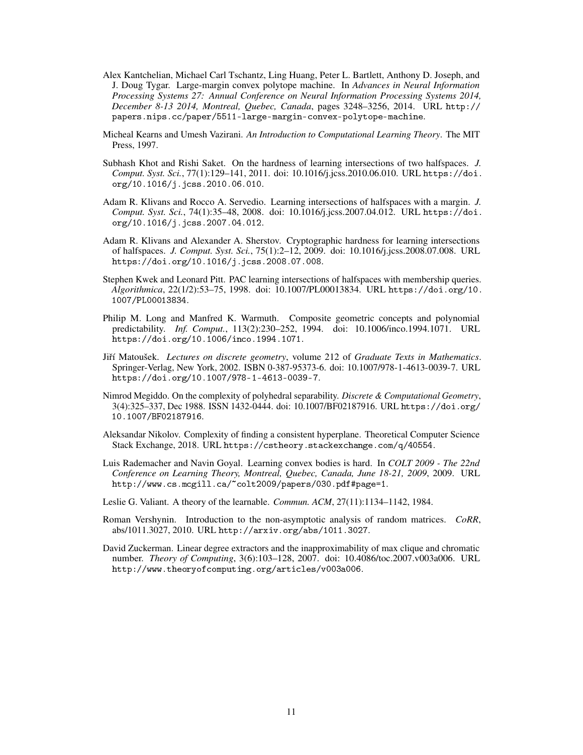Alex Kantchelian, Michael Carl Tschantz, Ling Huang, Peter L. Bartlett, Anthony D. Joseph, and J. Doug Tygar. Large-margin convex polytope machine. In *Advances in Neural Information Processing Systems 27: Annual Conference on Neural Information Processing Systems 2014, December 8-13 2014, Montreal, Quebec, Canada*, pages 3248–3256, 2014. URL http://papers.nips.cc/paper/5511-large-margin-convex-polytope-machine.

Micheal Kearns and Umesh Vazirani. *An Introduction to Computational Learning Theory*. The MIT Press, 1997.

Subhash Khot and Rishi Saket. On the hardness of learning intersections of two halfspaces. *J. Comput. Syst. Sci.*, 77(1):129–141, 2011. doi: 10.1016/j.jcss.2010.06.010. URL https://doi.org/10.1016/j.jcss.2010.06.010.

Adam R. Klivans and Rocco A. Servedio. Learning intersections of halfspaces with a margin. *J. Comput. Syst. Sci.*, 74(1):35–48, 2008. doi: 10.1016/j.jcss.2007.04.012. URL https://doi.org/10.1016/j.jcss.2007.04.012.

Adam R. Klivans and Alexander A. Sherstov. Cryptographic hardness for learning intersections of halfspaces. *J. Comput. Syst. Sci.*, 75(1):2–12, 2009. doi: 10.1016/j.jcss.2008.07.008. URL https://doi.org/10.1016/j.jcss.2008.07.008.

Stephen Kwek and Leonard Pitt. PAC learning intersections of halfspaces with membership queries. *Algorithmica*, 22(1/2):53–75, 1998. doi: 10.1007/PL00013834. URL https://doi.org/10.1007/PL00013834.

Philip M. Long and Manfred K. Warmuth. Composite geometric concepts and polynomial predictability. *Inf. Comput.*, 113(2):230–252, 1994. doi: 10.1006/inco.1994.1071. URL https://doi.org/10.1006/inco.1994.1071.

Jiří Matoušek. *Lectures on discrete geometry*, volume 212 of *Graduate Texts in Mathematics*. Springer-Verlag, New York, 2002. ISBN 0-387-95373-6. doi: 10.1007/978-1-4613-0039-7. URL https://doi.org/10.1007/978-1-4613-0039-7.

Nimrod Megiddo. On the complexity of polyhedral separability. *Discrete & Computational Geometry*, 3(4):325–337, Dec 1988. ISSN 1432-0444. doi: 10.1007/BF02187916. URL https://doi.org/10.1007/BF02187916.

Aleksandar Nikolov. Complexity of finding a consistent hyperplane. Theoretical Computer Science Stack Exchange, 2018. URL https://cstheory.stackexchange.com/q/40554.

Luis Rademacher and Navin Goyal. Learning convex bodies is hard. In *COLT 2009 - The 22nd Conference on Learning Theory, Montreal, Quebec, Canada, June 18-21, 2009*, 2009. URL http://www.cs.mcgill.ca/~colt2009/papers/030.pdf#page=1.

Leslie G. Valiant. A theory of the learnable. *Commun. ACM*, 27(11):1134–1142, 1984.

Roman Vershynin. Introduction to the non-asymptotic analysis of random matrices. *CoRR*, abs/1011.3027, 2010. URL http://arxiv.org/abs/1011.3027.

David Zuckerman. Linear degree extractors and the inapproximability of max clique and chromatic number. *Theory of Computing*, 3(6):103–128, 2007. doi: 10.4086/toc.2007.v003a006. URL http://www.theoryofcomputing.org/articles/v003a006.